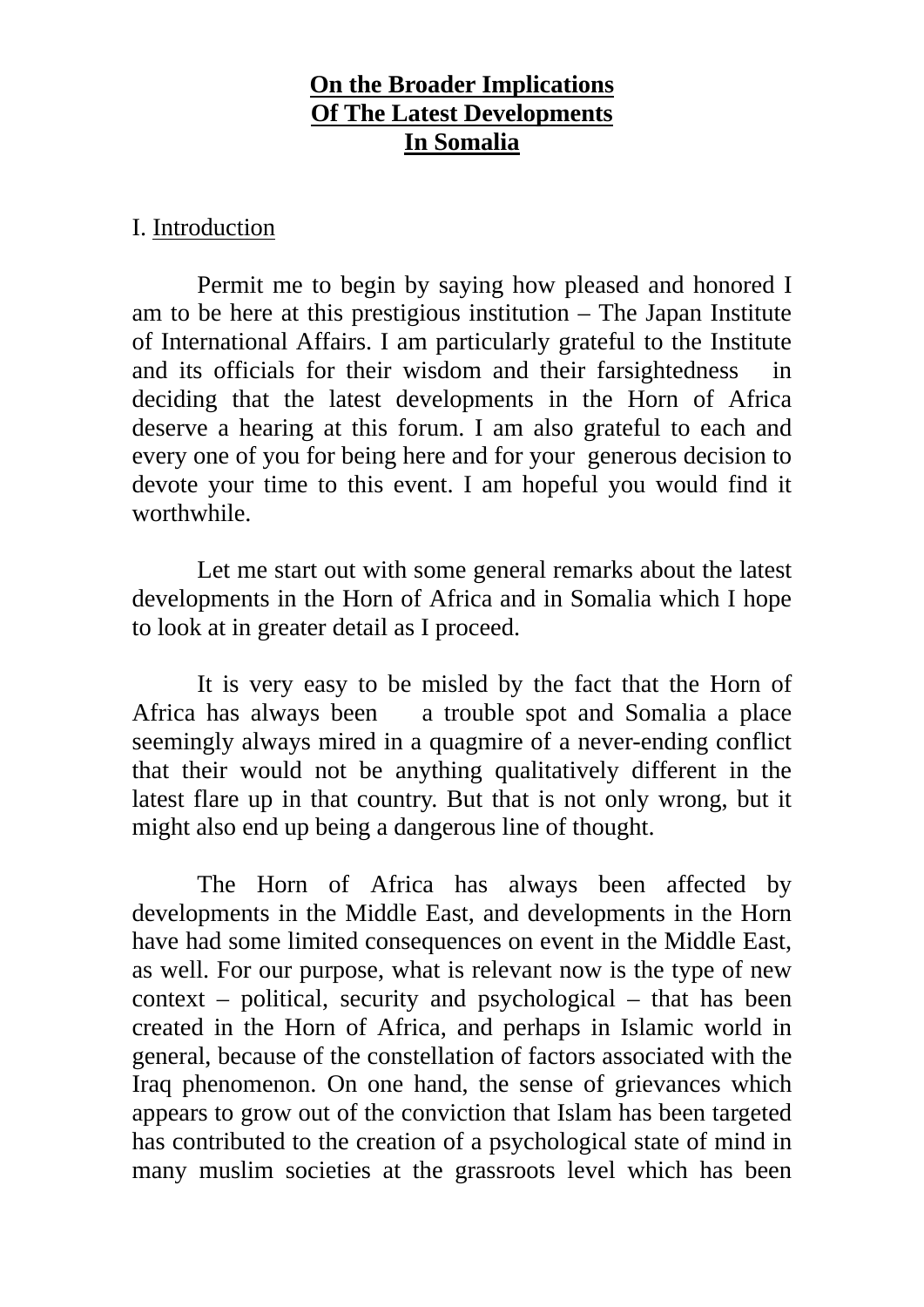# On the Broader Implications Of The Latest Developments In Somalia

## I. Introduction

Permit me to begin by saying how pleased and honored I am to be here at this prestigious institution – The Japan Institute of International Affairs. I am particularly grateful to the Institute and its officials for their wisdom and their farsightedness in deciding that the latest developments in the Horn of Africa deserve a hearing at this forum. I am also grateful to each and every one of you for being here and for your generous decision to devote your time to this event. I am hopeful you would find it worthwhile.

Let me start out with some general remarks about the latest developments in the Horn of Africa and in Somalia which I hope to look at in greater detail as I proceed.

It is very easy to be misled by the fact that the Horn of Africa has always been a trouble spot and Somalia a place seemingly always mired in a quagmire of a never-ending conflict that their would not be anything qualitatively different in the latest flare up in that country. But that is not only wrong, but it might also end up being a dangerous line of thought.

The Horn of Africa has always been affected by developments in the Middle East, and developments in the Horn have had some limited consequences on event in the Middle East, as well. For our purpose, what is relevant now is the type of new context – political, security and psychological – that has been created in the Horn of Africa, and perhaps in Islamic world in general, because of the constellation of factors associated with the Iraq phenomenon. On one hand, the sense of grievances which appears to grow out of the conviction that Islam has been targeted has contributed to the creation of a psychological state of mind in many muslim societies at the grassroots level which has been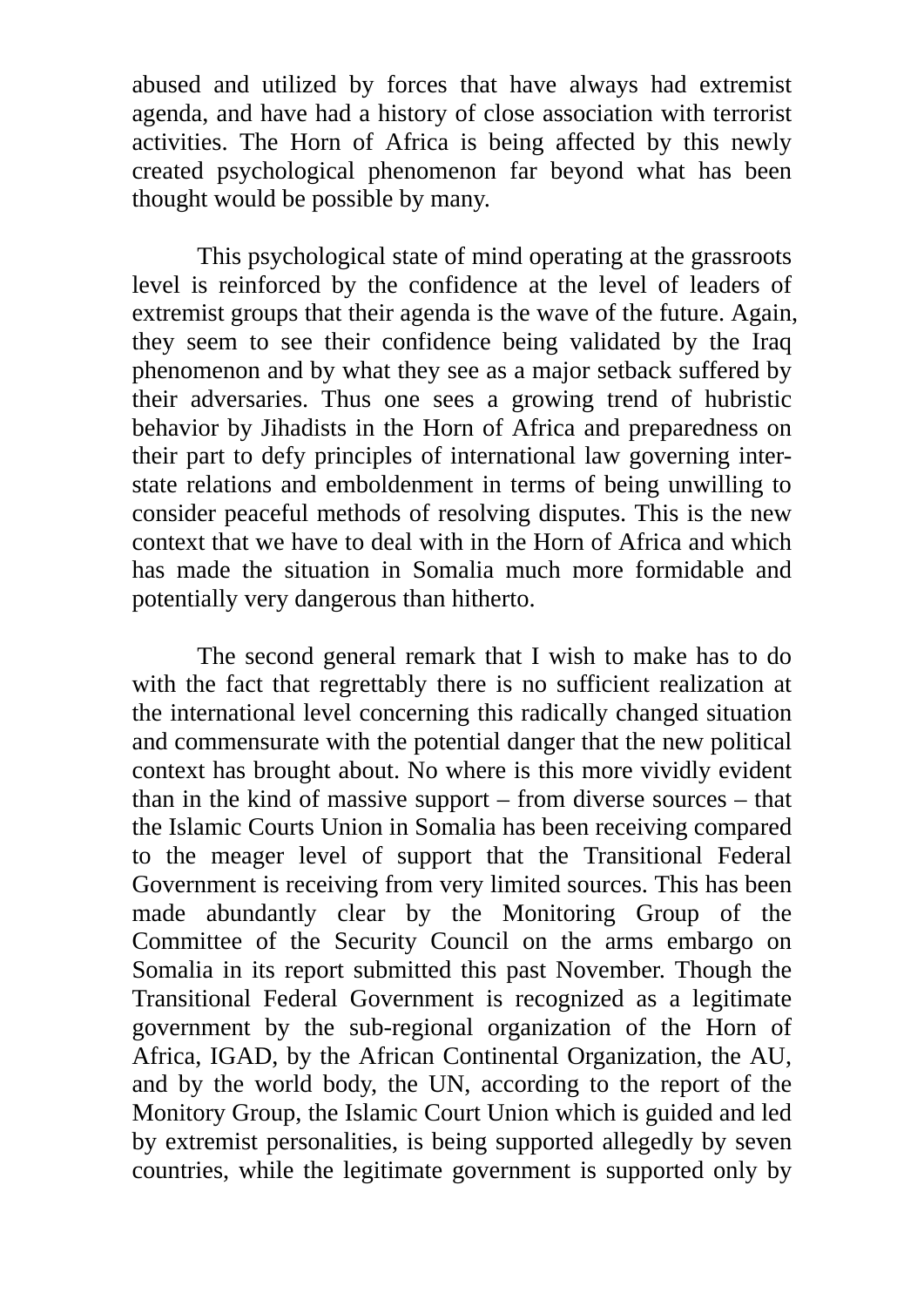abused and utilized by forces that have always had extremist agenda, and have had a history of close association with terrorist activities. The Horn of Africa is being affected by this newly created psychological phenomenon far beyond what has been thought would be possible by many.

This psychological state of mind operating at the grassroots level is reinforced by the confidence at the level of leaders of extremist groups that their agenda is the wave of the future. Again, they seem to see their confidence being validated by the Iraq phenomenon and by what they see as a major setback suffered by their adversaries. Thus one sees a growing trend of hubristic behavior by Jihadists in the Horn of Africa and preparedness on their part to defy principles of international law governing inter-state relations and emboldenment in terms of being unwilling to consider peaceful methods of resolving disputes. This is the new context that we have to deal with in the Horn of Africa and which has made the situation in Somalia much more formidable and potentially very dangerous than hitherto.

The second general remark that I wish to make has to do with the fact that regrettably there is no sufficient realization at the international level concerning this radically changed situation and commensurate with the potential danger that the new political context has brought about. No where is this more vividly evident than in the kind of massive support – from diverse sources – that the Islamic Courts Union in Somalia has been receiving compared to the meager level of support that the Transitional Federal Government is receiving from very limited sources. This has been made abundantly clear by the Monitoring Group of the Committee of the Security Council on the arms embargo on Somalia in its report submitted this past November. Though the Transitional Federal Government is recognized as a legitimate government by the sub-regional organization of the Horn of Africa, IGAD, by the African Continental Organization, the AU, and by the world body, the UN, according to the report of the Monitory Group, the Islamic Court Union which is guided and led by extremist personalities, is being supported allegedly by seven countries, while the legitimate government is supported only by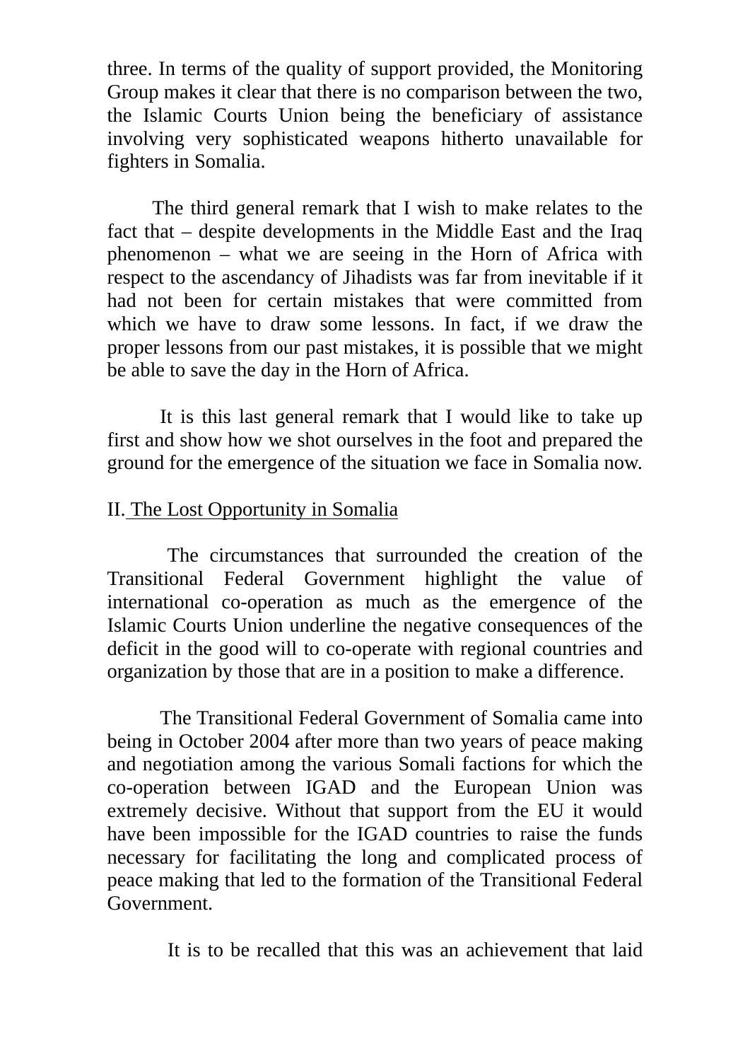three. In terms of the quality of support provided, the Monitoring Group makes it clear that there is no comparison between the two, the Islamic Courts Union being the beneficiary of assistance involving very sophisticated weapons hitherto unavailable for fighters in Somalia.

The third general remark that I wish to make relates to the fact that – despite developments in the Middle East and the Iraq phenomenon – what we are seeing in the Horn of Africa with respect to the ascendancy of Jihadists was far from inevitable if it had not been for certain mistakes that were committed from which we have to draw some lessons. In fact, if we draw the proper lessons from our past mistakes, it is possible that we might be able to save the day in the Horn of Africa.

It is this last general remark that I would like to take up first and show how we shot ourselves in the foot and prepared the ground for the emergence of the situation we face in Somalia now.

## II. The Lost Opportunity in Somalia

The circumstances that surrounded the creation of the Transitional Federal Government highlight the value of international co-operation as much as the emergence of the Islamic Courts Union underline the negative consequences of the deficit in the good will to co-operate with regional countries and organization by those that are in a position to make a difference.

The Transitional Federal Government of Somalia came into being in October 2004 after more than two years of peace making and negotiation among the various Somali factions for which the co-operation between IGAD and the European Union was extremely decisive. Without that support from the EU it would have been impossible for the IGAD countries to raise the funds necessary for facilitating the long and complicated process of peace making that led to the formation of the Transitional Federal Government.

It is to be recalled that this was an achievement that laid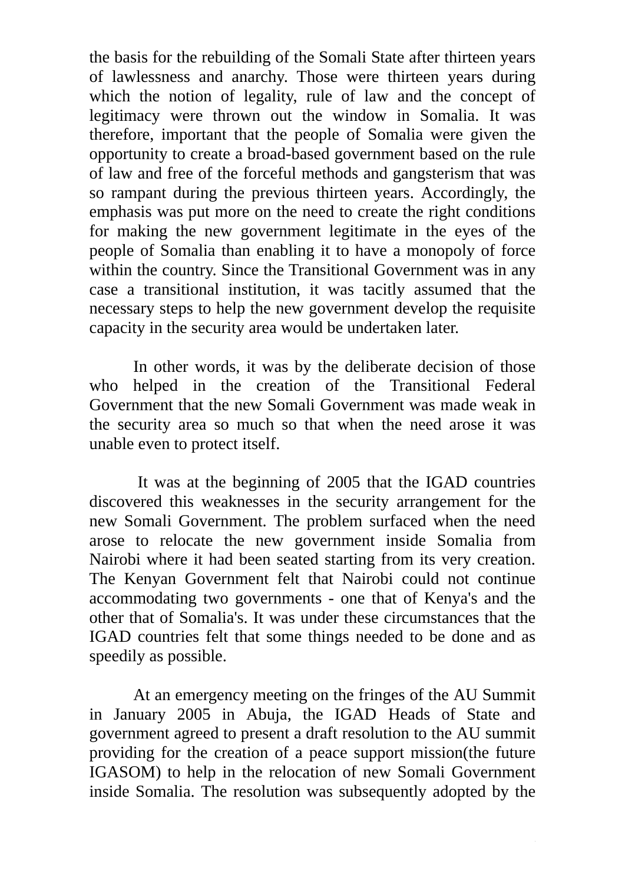the basis for the rebuilding of the Somali State after thirteen years of lawlessness and anarchy. Those were thirteen years during which the notion of legality, rule of law and the concept of legitimacy were thrown out the window in Somalia. It was therefore, important that the people of Somalia were given the opportunity to create a broad-based government based on the rule of law and free of the forceful methods and gangsterism that was so rampant during the previous thirteen years. Accordingly, the emphasis was put more on the need to create the right conditions for making the new government legitimate in the eyes of the people of Somalia than enabling it to have a monopoly of force within the country. Since the Transitional Government was in any case a transitional institution, it was tacitly assumed that the necessary steps to help the new government develop the requisite capacity in the security area would be undertaken later.

In other words, it was by the deliberate decision of those who helped in the creation of the Transitional Federal Government that the new Somali Government was made weak in the security area so much so that when the need arose it was unable even to protect itself.

It was at the beginning of 2005 that the IGAD countries discovered this weaknesses in the security arrangement for the new Somali Government. The problem surfaced when the need arose to relocate the new government inside Somalia from Nairobi where it had been seated starting from its very creation. The Kenyan Government felt that Nairobi could not continue accommodating two governments - one that of Kenya's and the other that of Somalia's. It was under these circumstances that the IGAD countries felt that some things needed to be done and as speedily as possible.

At an emergency meeting on the fringes of the AU Summit in January 2005 in Abuja, the IGAD Heads of State and government agreed to present a draft resolution to the AU summit providing for the creation of a peace support mission(the future IGASOM) to help in the relocation of new Somali Government inside Somalia. The resolution was subsequently adopted by the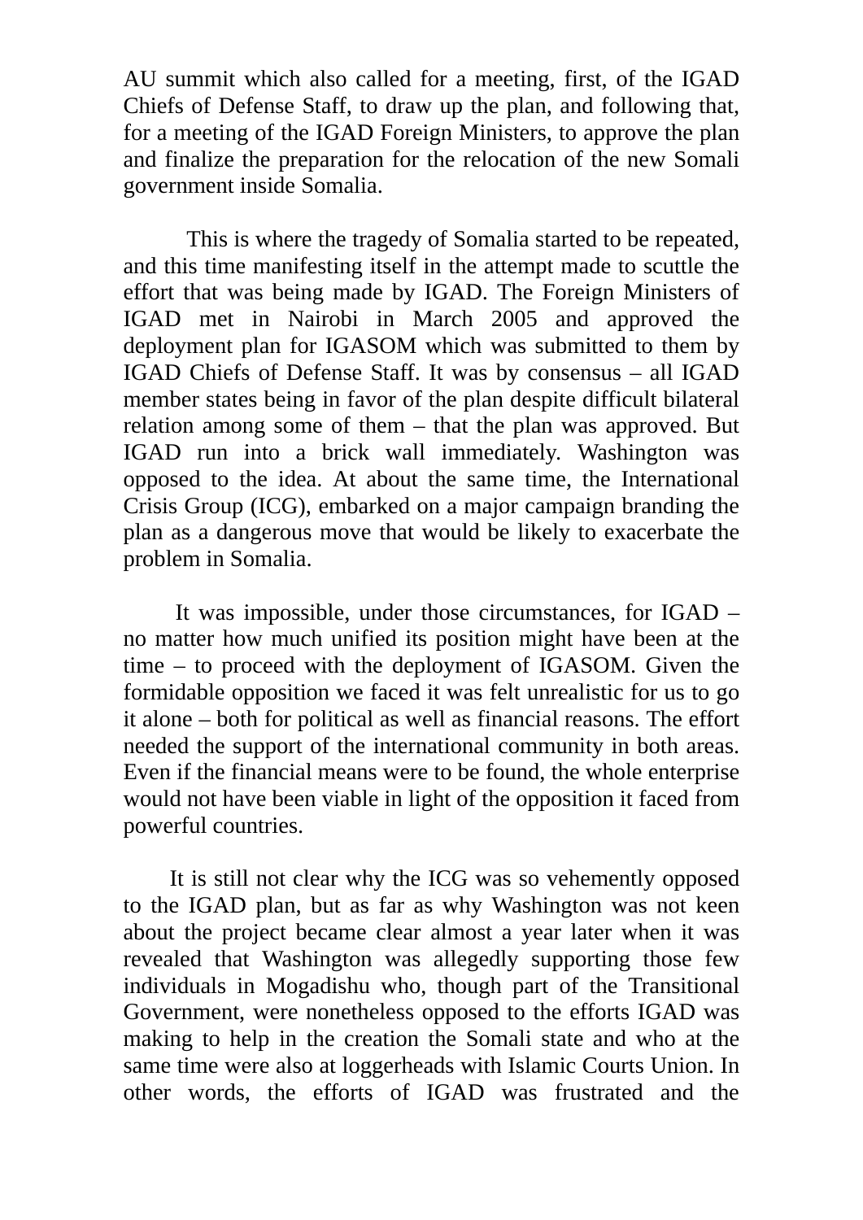AU summit which also called for a meeting, first, of the IGAD Chiefs of Defense Staff, to draw up the plan, and following that, for a meeting of the IGAD Foreign Ministers, to approve the plan and finalize the preparation for the relocation of the new Somali government inside Somalia.

This is where the tragedy of Somalia started to be repeated, and this time manifesting itself in the attempt made to scuttle the effort that was being made by IGAD. The Foreign Ministers of IGAD met in Nairobi in March 2005 and approved the deployment plan for IGASOM which was submitted to them by IGAD Chiefs of Defense Staff. It was by consensus – all IGAD member states being in favor of the plan despite difficult bilateral relation among some of them – that the plan was approved. But IGAD run into a brick wall immediately. Washington was opposed to the idea. At about the same time, the International Crisis Group (ICG), embarked on a major campaign branding the plan as a dangerous move that would be likely to exacerbate the problem in Somalia.

It was impossible, under those circumstances, for IGAD – no matter how much unified its position might have been at the time – to proceed with the deployment of IGASOM. Given the formidable opposition we faced it was felt unrealistic for us to go it alone – both for political as well as financial reasons. The effort needed the support of the international community in both areas. Even if the financial means were to be found, the whole enterprise would not have been viable in light of the opposition it faced from powerful countries.

It is still not clear why the ICG was so vehemently opposed to the IGAD plan, but as far as why Washington was not keen about the project became clear almost a year later when it was revealed that Washington was allegedly supporting those few individuals in Mogadishu who, though part of the Transitional Government, were nonetheless opposed to the efforts IGAD was making to help in the creation the Somali state and who at the same time were also at loggerheads with Islamic Courts Union. In other words, the efforts of IGAD was frustrated and the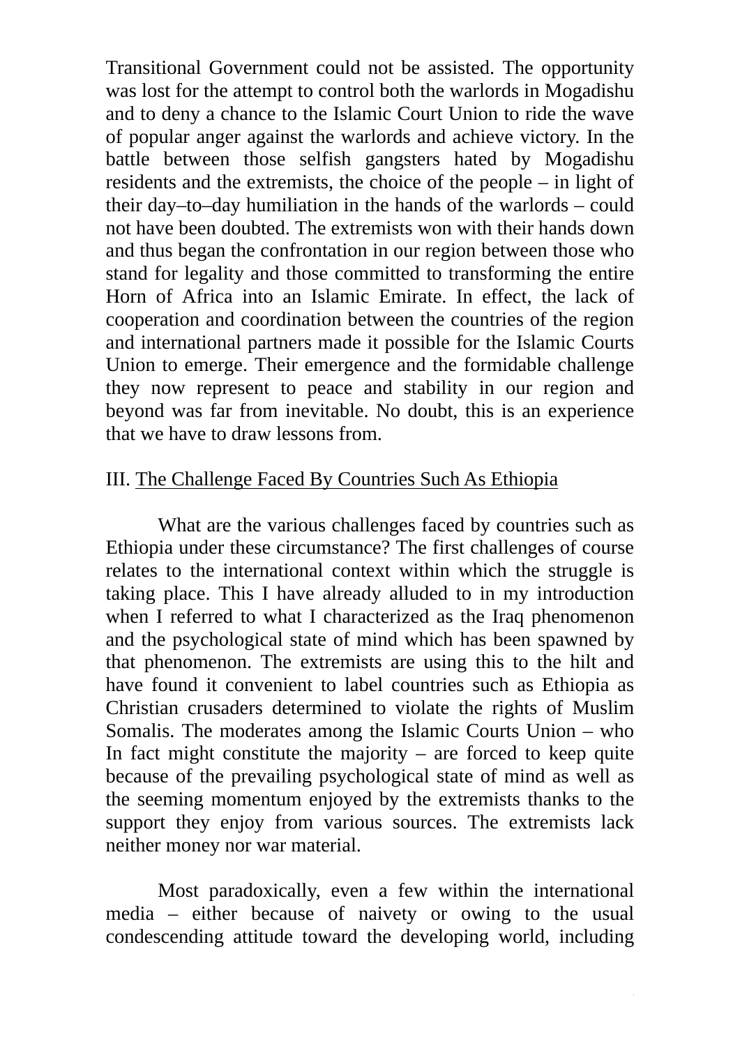Transitional Government could not be assisted. The opportunity was lost for the attempt to control both the warlords in Mogadishu and to deny a chance to the Islamic Court Union to ride the wave of popular anger against the warlords and achieve victory. In the battle between those selfish gangsters hated by Mogadishu residents and the extremists, the choice of the people – in light of their day–to–day humiliation in the hands of the warlords – could not have been doubted. The extremists won with their hands down and thus began the confrontation in our region between those who stand for legality and those committed to transforming the entire Horn of Africa into an Islamic Emirate. In effect, the lack of cooperation and coordination between the countries of the region and international partners made it possible for the Islamic Courts Union to emerge. Their emergence and the formidable challenge they now represent to peace and stability in our region and beyond was far from inevitable. No doubt, this is an experience that we have to draw lessons from.

## III. The Challenge Faced By Countries Such As Ethiopia

What are the various challenges faced by countries such as Ethiopia under these circumstance? The first challenges of course relates to the international context within which the struggle is taking place. This I have already alluded to in my introduction when I referred to what I characterized as the Iraq phenomenon and the psychological state of mind which has been spawned by that phenomenon. The extremists are using this to the hilt and have found it convenient to label countries such as Ethiopia as Christian crusaders determined to violate the rights of Muslim Somalis. The moderates among the Islamic Courts Union – who In fact might constitute the majority – are forced to keep quite because of the prevailing psychological state of mind as well as the seeming momentum enjoyed by the extremists thanks to the support they enjoy from various sources. The extremists lack neither money nor war material.

Most paradoxically, even a few within the international media – either because of naivety or owing to the usual condescending attitude toward the developing world, including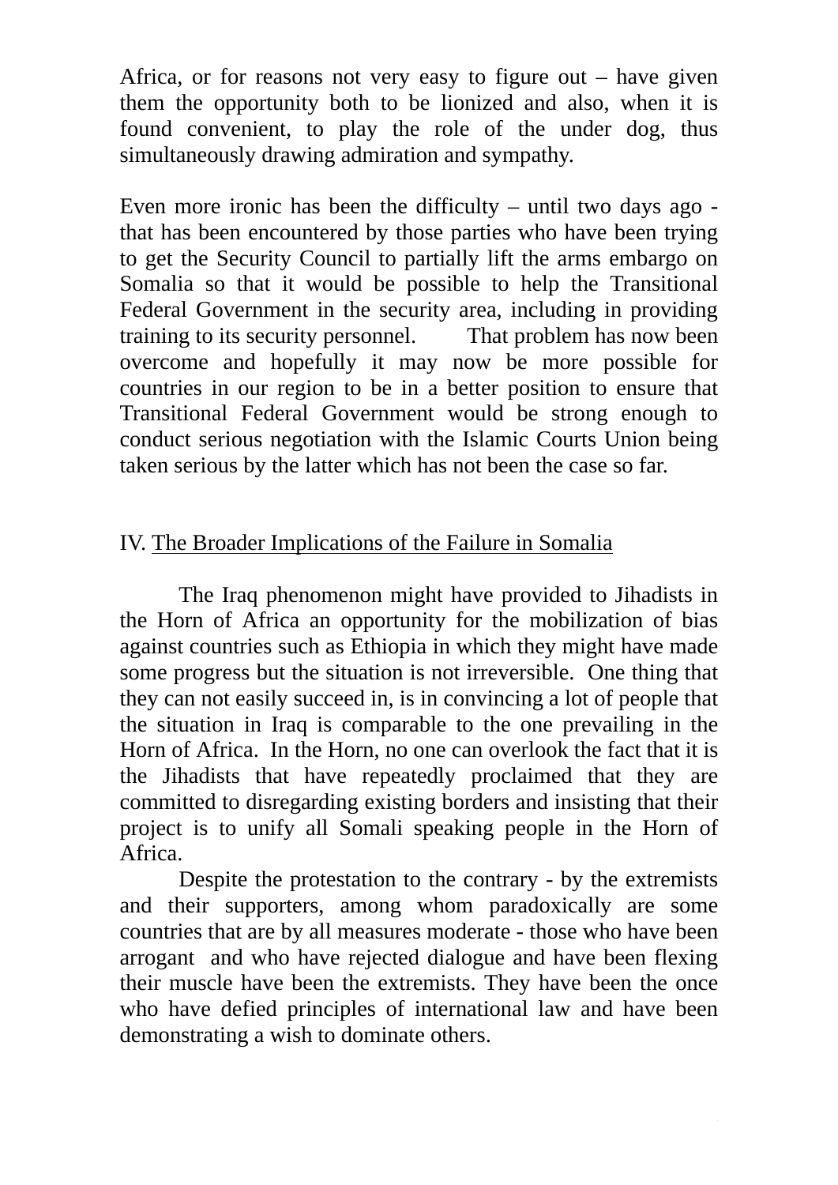Africa, or for reasons not very easy to figure out – have given them the opportunity both to be lionized and also, when it is found convenient, to play the role of the under dog, thus simultaneously drawing admiration and sympathy.

Even more ironic has been the difficulty – until two days ago - that has been encountered by those parties who have been trying to get the Security Council to partially lift the arms embargo on Somalia so that it would be possible to help the Transitional Federal Government in the security area, including in providing training to its security personnel. That problem has now been overcome and hopefully it may now be more possible for countries in our region to be in a better position to ensure that Transitional Federal Government would be strong enough to conduct serious negotiation with the Islamic Courts Union being taken serious by the latter which has not been the case so far.

## IV. The Broader Implications of the Failure in Somalia

The Iraq phenomenon might have provided to Jihadists in the Horn of Africa an opportunity for the mobilization of bias against countries such as Ethiopia in which they might have made some progress but the situation is not irreversible. One thing that they can not easily succeed in, is in convincing a lot of people that the situation in Iraq is comparable to the one prevailing in the Horn of Africa. In the Horn, no one can overlook the fact that it is the Jihadists that have repeatedly proclaimed that they are committed to disregarding existing borders and insisting that their project is to unify all Somali speaking people in the Horn of Africa.

Despite the protestation to the contrary - by the extremists and their supporters, among whom paradoxically are some countries that are by all measures moderate - those who have been arrogant and who have rejected dialogue and have been flexing their muscle have been the extremists. They have been the once who have defied principles of international law and have been demonstrating a wish to dominate others.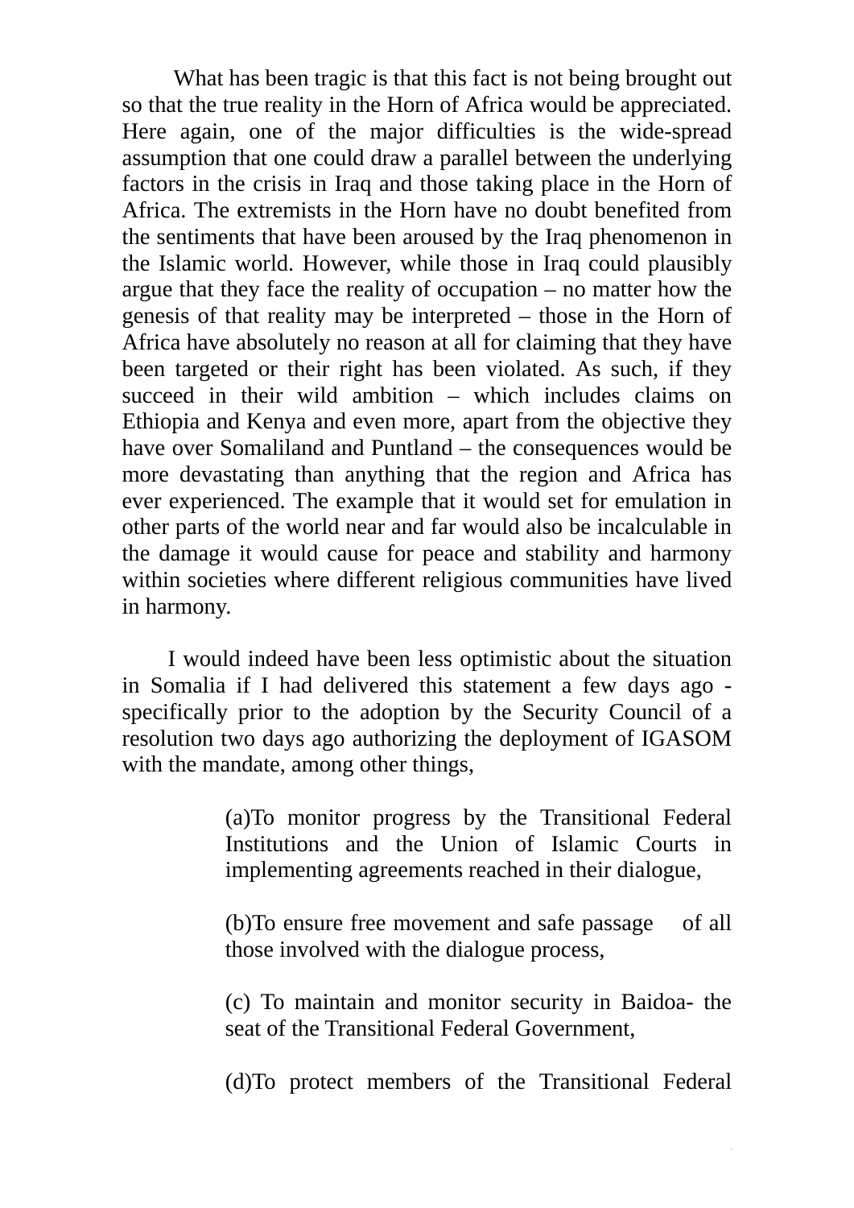What has been tragic is that this fact is not being brought out so that the true reality in the Horn of Africa would be appreciated. Here again, one of the major difficulties is the wide-spread assumption that one could draw a parallel between the underlying factors in the crisis in Iraq and those taking place in the Horn of Africa. The extremists in the Horn have no doubt benefited from the sentiments that have been aroused by the Iraq phenomenon in the Islamic world. However, while those in Iraq could plausibly argue that they face the reality of occupation – no matter how the genesis of that reality may be interpreted – those in the Horn of Africa have absolutely no reason at all for claiming that they have been targeted or their right has been violated. As such, if they succeed in their wild ambition – which includes claims on Ethiopia and Kenya and even more, apart from the objective they have over Somaliland and Puntland – the consequences would be more devastating than anything that the region and Africa has ever experienced. The example that it would set for emulation in other parts of the world near and far would also be incalculable in the damage it would cause for peace and stability and harmony within societies where different religious communities have lived in harmony.

I would indeed have been less optimistic about the situation in Somalia if I had delivered this statement a few days ago - specifically prior to the adoption by the Security Council of a resolution two days ago authorizing the deployment of IGASOM with the mandate, among other things,

> (a)To monitor progress by the Transitional Federal Institutions and the Union of Islamic Courts in implementing agreements reached in their dialogue,
>
> (b)To ensure free movement and safe passage of all those involved with the dialogue process,
>
> (c) To maintain and monitor security in Baidoa- the seat of the Transitional Federal Government,
>
> (d)To protect members of the Transitional Federal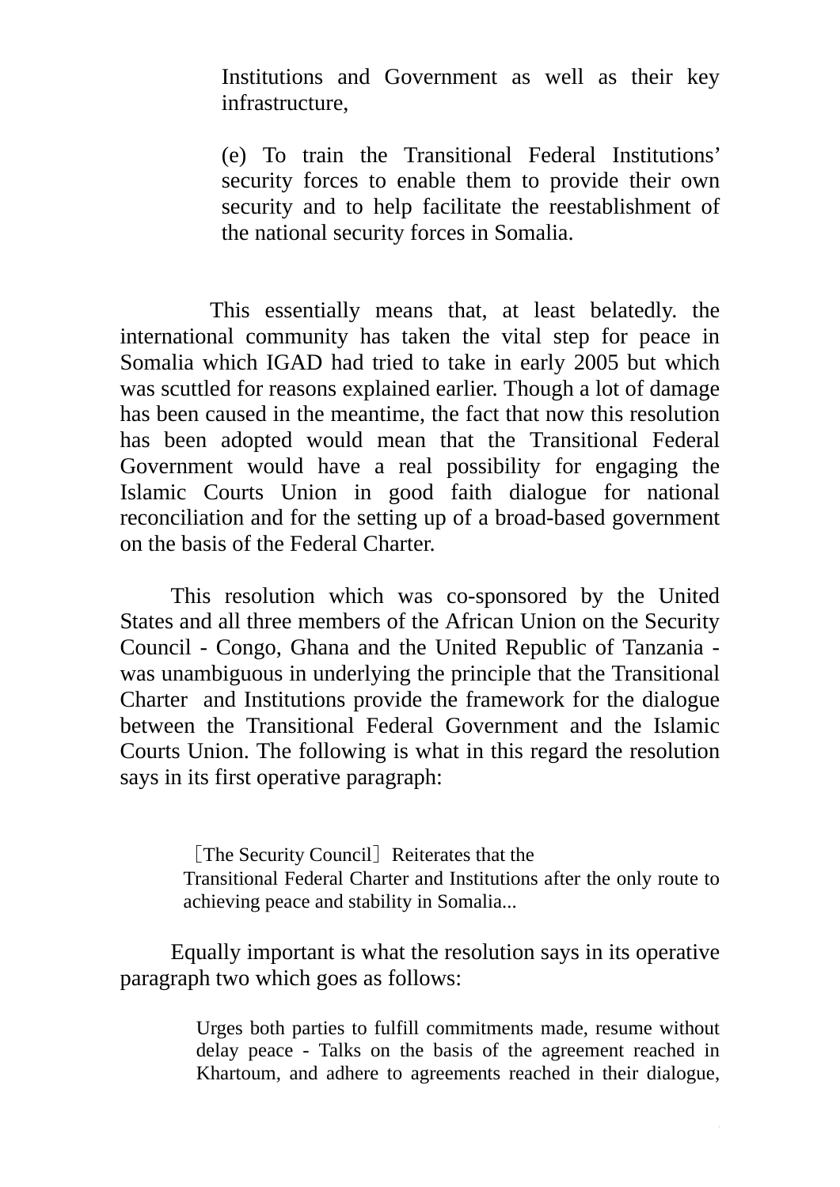Institutions and Government as well as their key infrastructure,

(e) To train the Transitional Federal Institutions' security forces to enable them to provide their own security and to help facilitate the reestablishment of the national security forces in Somalia.

This essentially means that, at least belatedly. the international community has taken the vital step for peace in Somalia which IGAD had tried to take in early 2005 but which was scuttled for reasons explained earlier. Though a lot of damage has been caused in the meantime, the fact that now this resolution has been adopted would mean that the Transitional Federal Government would have a real possibility for engaging the Islamic Courts Union in good faith dialogue for national reconciliation and for the setting up of a broad-based government on the basis of the Federal Charter.

This resolution which was co-sponsored by the United States and all three members of the African Union on the Security Council - Congo, Ghana and the United Republic of Tanzania - was unambiguous in underlying the principle that the Transitional Charter and Institutions provide the framework for the dialogue between the Transitional Federal Government and the Islamic Courts Union. The following is what in this regard the resolution says in its first operative paragraph:

> ［The Security Council］ Reiterates that the Transitional Federal Charter and Institutions after the only route to achieving peace and stability in Somalia...

Equally important is what the resolution says in its operative paragraph two which goes as follows:

> Urges both parties to fulfill commitments made, resume without delay peace - Talks on the basis of the agreement reached in Khartoum, and adhere to agreements reached in their dialogue,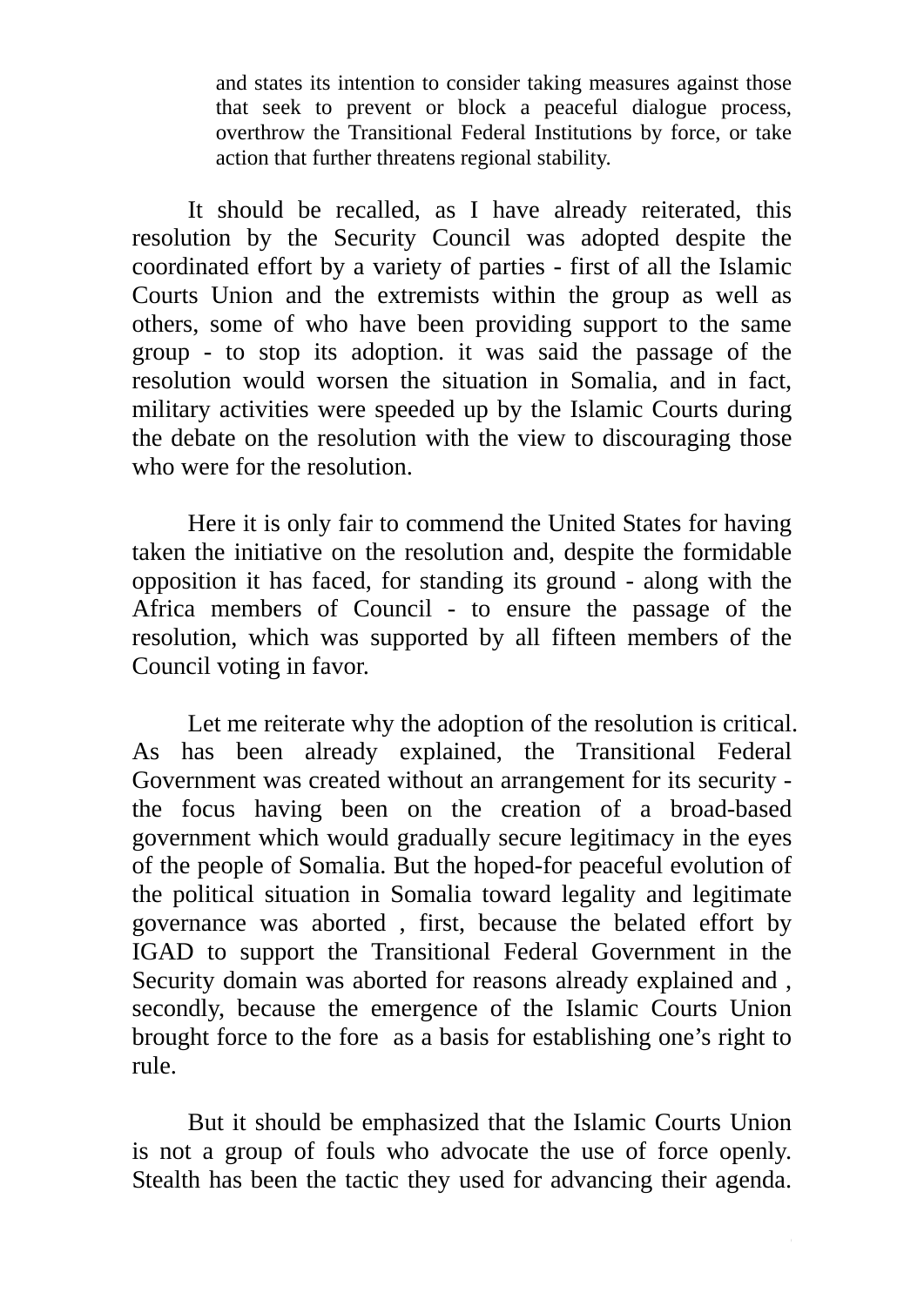> and states its intention to consider taking measures against those that seek to prevent or block a peaceful dialogue process, overthrow the Transitional Federal Institutions by force, or take action that further threatens regional stability.

It should be recalled, as I have already reiterated, this resolution by the Security Council was adopted despite the coordinated effort by a variety of parties - first of all the Islamic Courts Union and the extremists within the group as well as others, some of who have been providing support to the same group - to stop its adoption. it was said the passage of the resolution would worsen the situation in Somalia, and in fact, military activities were speeded up by the Islamic Courts during the debate on the resolution with the view to discouraging those who were for the resolution.

Here it is only fair to commend the United States for having taken the initiative on the resolution and, despite the formidable opposition it has faced, for standing its ground - along with the Africa members of Council - to ensure the passage of the resolution, which was supported by all fifteen members of the Council voting in favor.

Let me reiterate why the adoption of the resolution is critical. As has been already explained, the Transitional Federal Government was created without an arrangement for its security - the focus having been on the creation of a broad-based government which would gradually secure legitimacy in the eyes of the people of Somalia. But the hoped-for peaceful evolution of the political situation in Somalia toward legality and legitimate governance was aborted , first, because the belated effort by IGAD to support the Transitional Federal Government in the Security domain was aborted for reasons already explained and , secondly, because the emergence of the Islamic Courts Union brought force to the fore as a basis for establishing one's right to rule.

But it should be emphasized that the Islamic Courts Union is not a group of fouls who advocate the use of force openly. Stealth has been the tactic they used for advancing their agenda.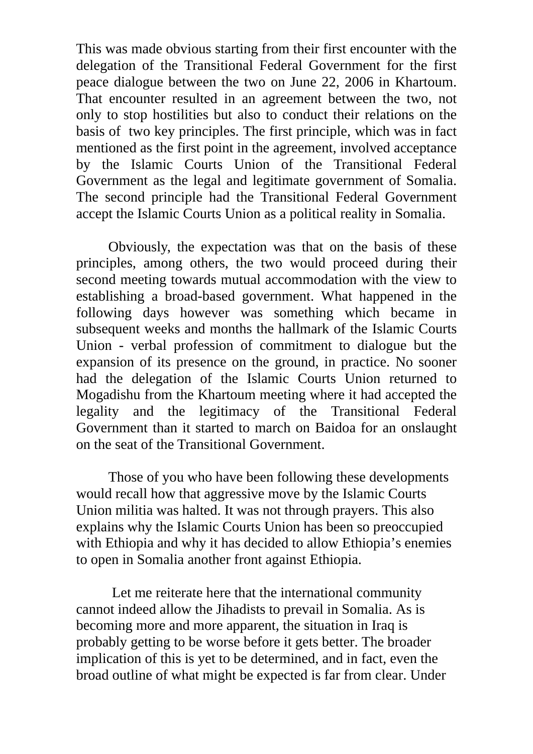This was made obvious starting from their first encounter with the delegation of the Transitional Federal Government for the first peace dialogue between the two on June 22, 2006 in Khartoum. That encounter resulted in an agreement between the two, not only to stop hostilities but also to conduct their relations on the basis of two key principles. The first principle, which was in fact mentioned as the first point in the agreement, involved acceptance by the Islamic Courts Union of the Transitional Federal Government as the legal and legitimate government of Somalia. The second principle had the Transitional Federal Government accept the Islamic Courts Union as a political reality in Somalia.

Obviously, the expectation was that on the basis of these principles, among others, the two would proceed during their second meeting towards mutual accommodation with the view to establishing a broad-based government. What happened in the following days however was something which became in subsequent weeks and months the hallmark of the Islamic Courts Union - verbal profession of commitment to dialogue but the expansion of its presence on the ground, in practice. No sooner had the delegation of the Islamic Courts Union returned to Mogadishu from the Khartoum meeting where it had accepted the legality and the legitimacy of the Transitional Federal Government than it started to march on Baidoa for an onslaught on the seat of the Transitional Government.

Those of you who have been following these developments would recall how that aggressive move by the Islamic Courts Union militia was halted. It was not through prayers. This also explains why the Islamic Courts Union has been so preoccupied with Ethiopia and why it has decided to allow Ethiopia's enemies to open in Somalia another front against Ethiopia.

Let me reiterate here that the international community cannot indeed allow the Jihadists to prevail in Somalia. As is becoming more and more apparent, the situation in Iraq is probably getting to be worse before it gets better. The broader implication of this is yet to be determined, and in fact, even the broad outline of what might be expected is far from clear. Under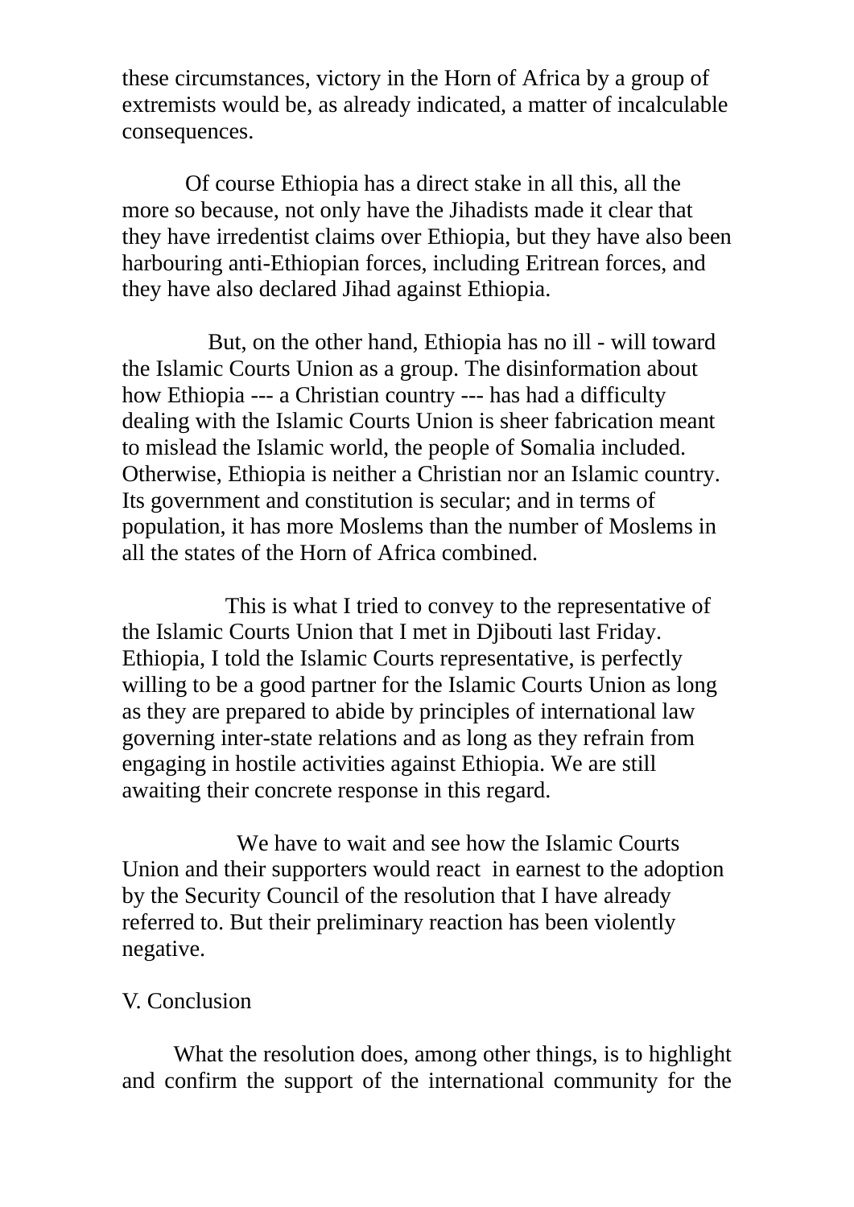these circumstances, victory in the Horn of Africa by a group of extremists would be, as already indicated, a matter of incalculable consequences.

Of course Ethiopia has a direct stake in all this, all the more so because, not only have the Jihadists made it clear that they have irredentist claims over Ethiopia, but they have also been harbouring anti-Ethiopian forces, including Eritrean forces, and they have also declared Jihad against Ethiopia.

But, on the other hand, Ethiopia has no ill - will toward the Islamic Courts Union as a group. The disinformation about how Ethiopia --- a Christian country --- has had a difficulty dealing with the Islamic Courts Union is sheer fabrication meant to mislead the Islamic world, the people of Somalia included. Otherwise, Ethiopia is neither a Christian nor an Islamic country. Its government and constitution is secular; and in terms of population, it has more Moslems than the number of Moslems in all the states of the Horn of Africa combined.

This is what I tried to convey to the representative of the Islamic Courts Union that I met in Djibouti last Friday. Ethiopia, I told the Islamic Courts representative, is perfectly willing to be a good partner for the Islamic Courts Union as long as they are prepared to abide by principles of international law governing inter-state relations and as long as they refrain from engaging in hostile activities against Ethiopia. We are still awaiting their concrete response in this regard.

We have to wait and see how the Islamic Courts Union and their supporters would react in earnest to the adoption by the Security Council of the resolution that I have already referred to. But their preliminary reaction has been violently negative.

## V. Conclusion

What the resolution does, among other things, is to highlight and confirm the support of the international community for the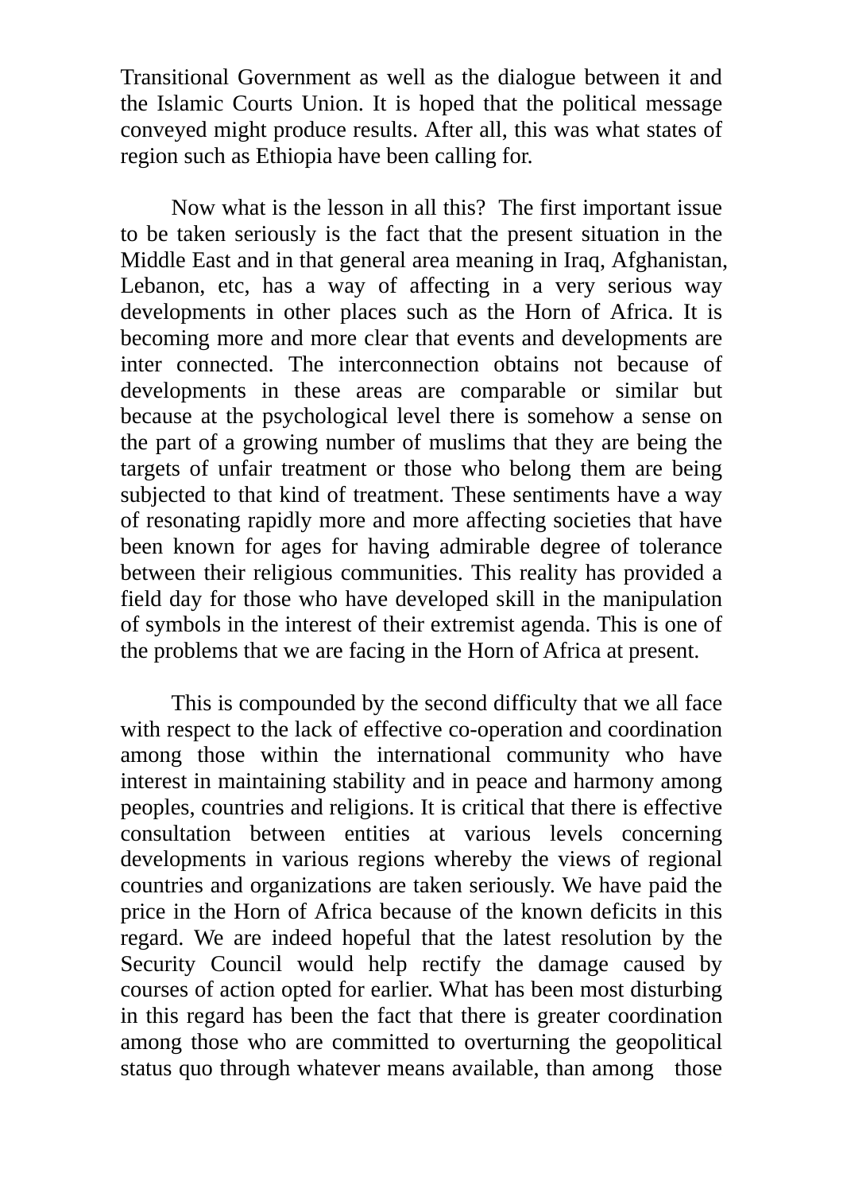Transitional Government as well as the dialogue between it and the Islamic Courts Union. It is hoped that the political message conveyed might produce results. After all, this was what states of region such as Ethiopia have been calling for.

Now what is the lesson in all this? The first important issue to be taken seriously is the fact that the present situation in the Middle East and in that general area meaning in Iraq, Afghanistan, Lebanon, etc, has a way of affecting in a very serious way developments in other places such as the Horn of Africa. It is becoming more and more clear that events and developments are inter connected. The interconnection obtains not because of developments in these areas are comparable or similar but because at the psychological level there is somehow a sense on the part of a growing number of muslims that they are being the targets of unfair treatment or those who belong them are being subjected to that kind of treatment. These sentiments have a way of resonating rapidly more and more affecting societies that have been known for ages for having admirable degree of tolerance between their religious communities. This reality has provided a field day for those who have developed skill in the manipulation of symbols in the interest of their extremist agenda. This is one of the problems that we are facing in the Horn of Africa at present.

This is compounded by the second difficulty that we all face with respect to the lack of effective co-operation and coordination among those within the international community who have interest in maintaining stability and in peace and harmony among peoples, countries and religions. It is critical that there is effective consultation between entities at various levels concerning developments in various regions whereby the views of regional countries and organizations are taken seriously. We have paid the price in the Horn of Africa because of the known deficits in this regard. We are indeed hopeful that the latest resolution by the Security Council would help rectify the damage caused by courses of action opted for earlier. What has been most disturbing in this regard has been the fact that there is greater coordination among those who are committed to overturning the geopolitical status quo through whatever means available, than among those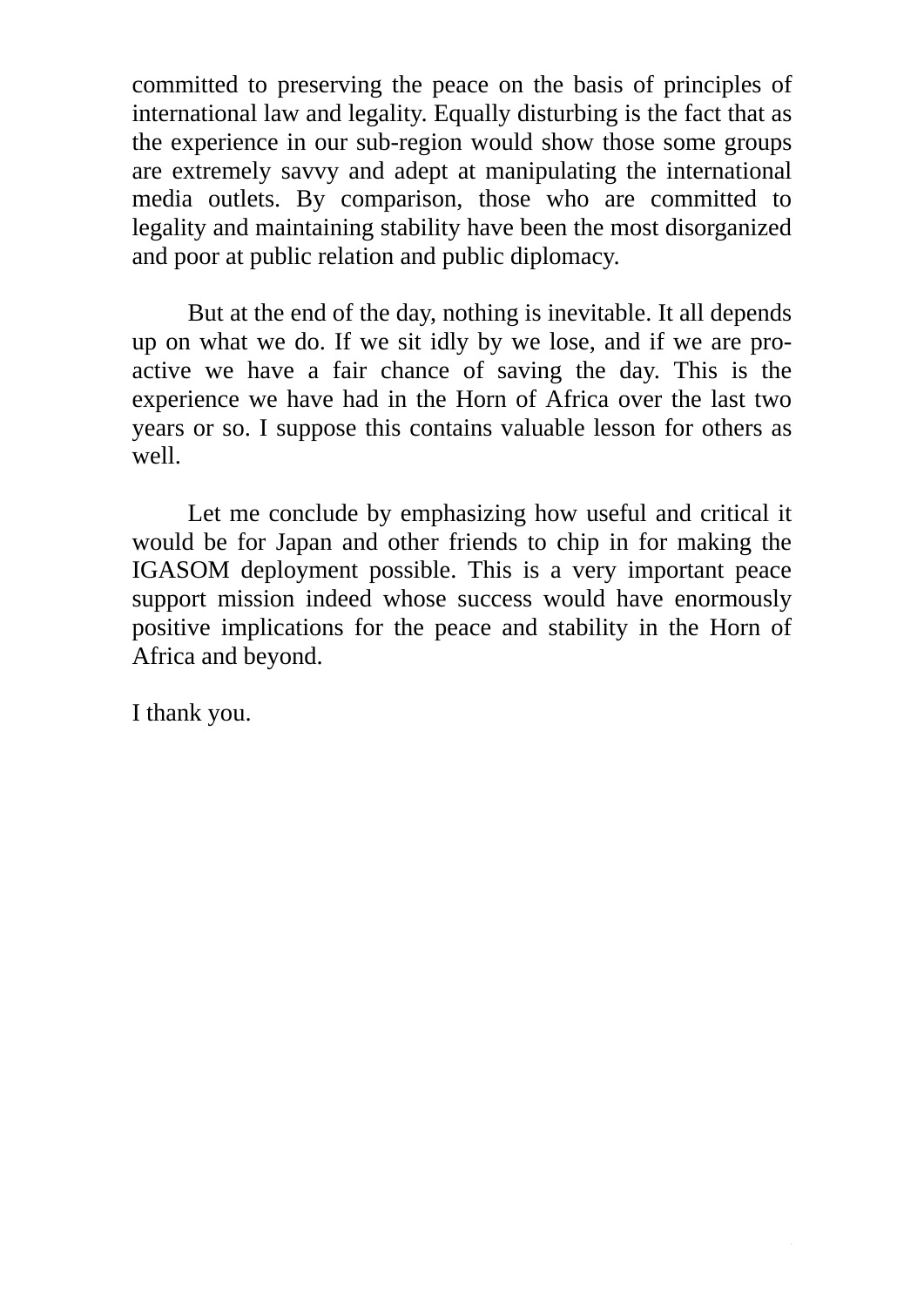committed to preserving the peace on the basis of principles of international law and legality. Equally disturbing is the fact that as the experience in our sub-region would show those some groups are extremely savvy and adept at manipulating the international media outlets. By comparison, those who are committed to legality and maintaining stability have been the most disorganized and poor at public relation and public diplomacy.

But at the end of the day, nothing is inevitable. It all depends up on what we do. If we sit idly by we lose, and if we are pro-active we have a fair chance of saving the day. This is the experience we have had in the Horn of Africa over the last two years or so. I suppose this contains valuable lesson for others as well.

Let me conclude by emphasizing how useful and critical it would be for Japan and other friends to chip in for making the IGASOM deployment possible. This is a very important peace support mission indeed whose success would have enormously positive implications for the peace and stability in the Horn of Africa and beyond.

I thank you.